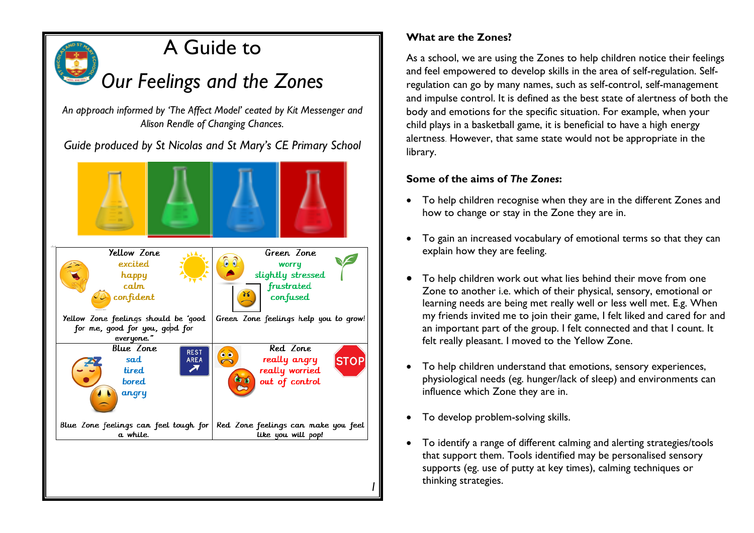# A Guide to

# *Our Feelings and the Zones*

*An approach informed by 'The Affect Model' ceated by Kit Messenger and Alison Rendle of Changing Chances.*

*Guide produced by St Nicolas and St Mary's CE Primary School*

| Yellow Zone | Green Zone |
|---|---|
| excited<br>happy<br>calm<br>confident | worry<br>slightly stressed<br>frustrated<br>confused |
| Yellow Zone feelings should be 'good for me, good for you, good for everyone." | Green Zone feelings help you to grow! |
| **Blue Zone** | **Red Zone** |
| sad<br>tired<br>bored<br>angry | really angry<br>really worried<br>out of control |
| Blue Zone feelings can feel tough for a while. | Red Zone feelings can make you feel like you will pop! |

**What are the Zones?**

As a school, we are using the Zones to help children notice their feelings and feel empowered to develop skills in the area of self-regulation. Self-regulation can go by many names, such as self-control, self-management and impulse control. It is defined as the best state of alertness of both the body and emotions for the specific situation. For example, when your child plays in a basketball game, it is beneficial to have a high energy alertness. However, that same state would not be appropriate in the library.

**Some of the aims of *The Zones*:**

- To help children recognise when they are in the different Zones and how to change or stay in the Zone they are in.
- To gain an increased vocabulary of emotional terms so that they can explain how they are feeling.
- To help children work out what lies behind their move from one Zone to another i.e. which of their physical, sensory, emotional or learning needs are being met really well or less well met. E.g. When my friends invited me to join their game, I felt liked and cared for and an important part of the group. I felt connected and that I count. It felt really pleasant. I moved to the Yellow Zone.
- To help children understand that emotions, sensory experiences, physiological needs (eg. hunger/lack of sleep) and environments can influence which Zone they are in.
- To develop problem-solving skills.
- To identify a range of different calming and alerting strategies/tools that support them. Tools identified may be personalised sensory supports (eg. use of putty at key times), calming techniques or thinking strategies.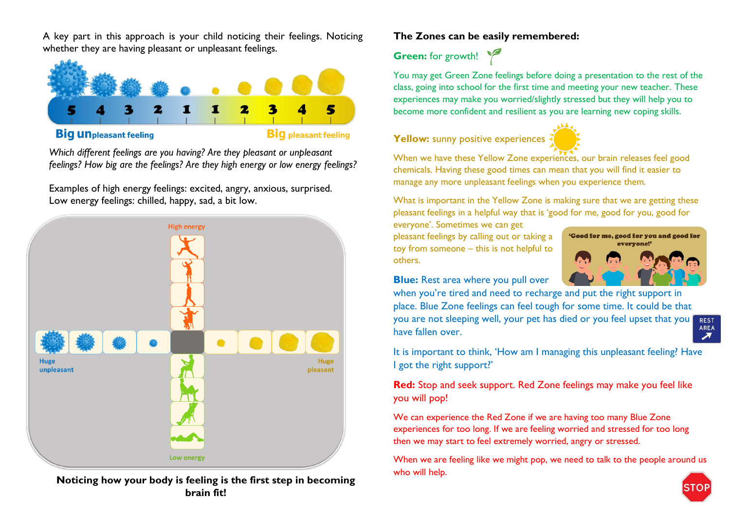A key part in this approach is your child noticing their feelings. Noticing whether they are having pleasant or unpleasant feelings.

5 4 3 2 1 1 2 3 4 5

**Big unpleasant feeling** **Big pleasant feeling**

*Which different feelings are you having? Are they pleasant or unpleasant feelings? How big are the feelings? Are they high energy or low energy feelings?*

Examples of high energy feelings: excited, angry, anxious, surprised.
Low energy feelings: chilled, happy, sad, a bit low.

High energy

Huge unpleasant

Huge pleasant

Low energy

**Noticing how your body is feeling is the first step in becoming brain fit!**

**The Zones can be easily remembered:**

**Green:** for growth!

You may get Green Zone feelings before doing a presentation to the rest of the class, going into school for the first time and meeting your new teacher. These experiences may make you worried/slightly stressed but they will help you to become more confident and resilient as you are learning new coping skills.

**Yellow:** sunny positive experiences

When we have these Yellow Zone experiences, our brain releases feel good chemicals. Having these good times can mean that you will find it easier to manage any more unpleasant feelings when you experience them.

What is important in the Yellow Zone is making sure that we are getting these pleasant feelings in a helpful way that is 'good for me, good for you, good for everyone'. Sometimes we can get pleasant feelings by calling out or taking a toy from someone – this is not helpful to others.

'Good for me, good for you and good for everyone!'

**Blue:** Rest area where you pull over when you're tired and need to recharge and put the right support in place. Blue Zone feelings can feel tough for some time. It could be that you are not sleeping well, your pet has died or you feel upset that you have fallen over.

REST AREA

It is important to think, 'How am I managing this unpleasant feeling? Have I got the right support?'

**Red:** Stop and seek support. Red Zone feelings may make you feel like you will pop!

We can experience the Red Zone if we are having too many Blue Zone experiences for too long. If we are feeling worried and stressed for too long then we may start to feel extremely worried, angry or stressed.

When we are feeling like we might pop, we need to talk to the people around us who will help.

STOP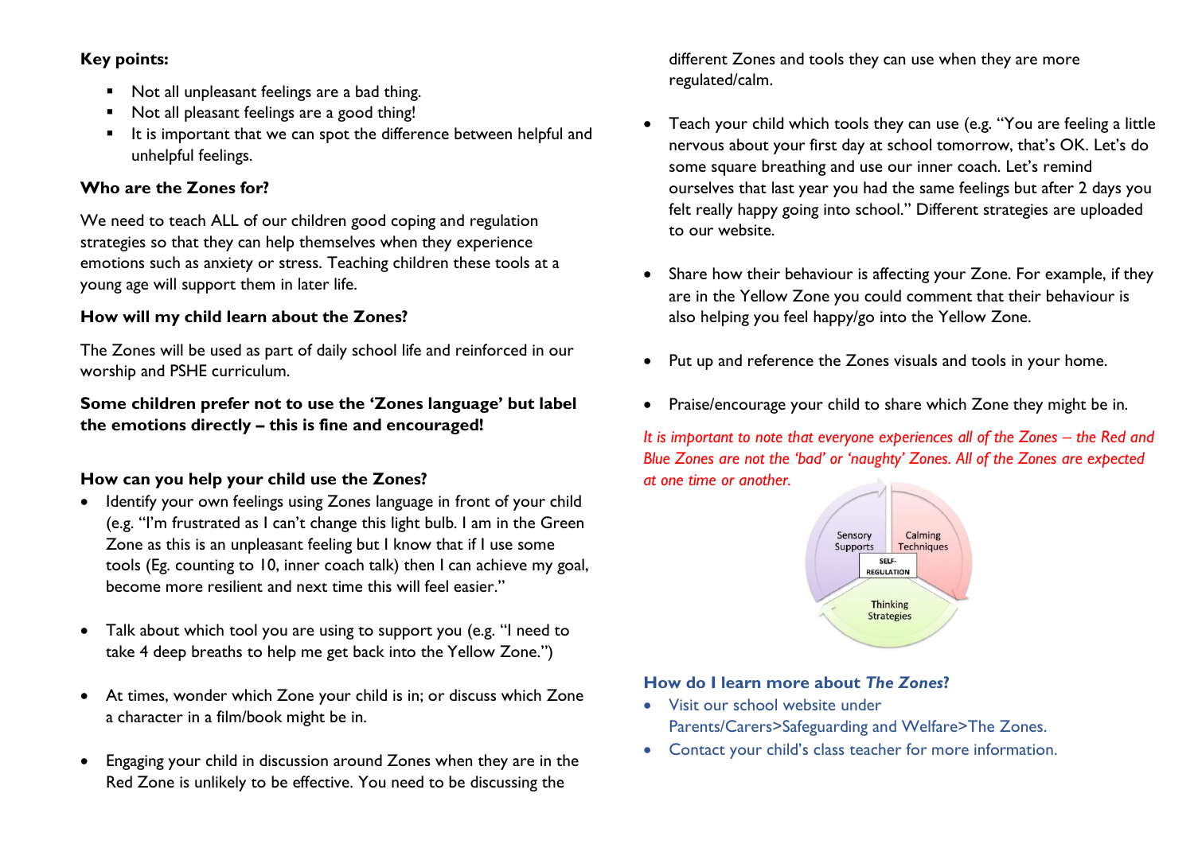**Key points:**

- Not all unpleasant feelings are a bad thing.
- Not all pleasant feelings are a good thing!
- It is important that we can spot the difference between helpful and unhelpful feelings.

**Who are the Zones for?**

We need to teach ALL of our children good coping and regulation strategies so that they can help themselves when they experience emotions such as anxiety or stress. Teaching children these tools at a young age will support them in later life.

**How will my child learn about the Zones?**

The Zones will be used as part of daily school life and reinforced in our worship and PSHE curriculum.

**Some children prefer not to use the 'Zones language' but label the emotions directly – this is fine and encouraged!**

**How can you help your child use the Zones?**

- Identify your own feelings using Zones language in front of your child (e.g. "I'm frustrated as I can't change this light bulb. I am in the Green Zone as this is an unpleasant feeling but I know that if I use some tools (Eg. counting to 10, inner coach talk) then I can achieve my goal, become more resilient and next time this will feel easier."
- Talk about which tool you are using to support you (e.g. "I need to take 4 deep breaths to help me get back into the Yellow Zone.")
- At times, wonder which Zone your child is in; or discuss which Zone a character in a film/book might be in.
- Engaging your child in discussion around Zones when they are in the Red Zone is unlikely to be effective. You need to be discussing the different Zones and tools they can use when they are more regulated/calm.
- Teach your child which tools they can use (e.g. "You are feeling a little nervous about your first day at school tomorrow, that's OK. Let's do some square breathing and use our inner coach. Let's remind ourselves that last year you had the same feelings but after 2 days you felt really happy going into school." Different strategies are uploaded to our website.
- Share how their behaviour is affecting your Zone. For example, if they are in the Yellow Zone you could comment that their behaviour is also helping you feel happy/go into the Yellow Zone.
- Put up and reference the Zones visuals and tools in your home.
- Praise/encourage your child to share which Zone they might be in.

*It is important to note that everyone experiences all of the Zones – the Red and Blue Zones are not the 'bad' or 'naughty' Zones. All of the Zones are expected at one time or another.*

Sensory Supports
Calming Techniques
SELF-REGULATION
Thinking Strategies

**How do I learn more about *The Zones*?**

- Visit our school website under Parents/Carers>Safeguarding and Welfare>The Zones.
- Contact your child's class teacher for more information.